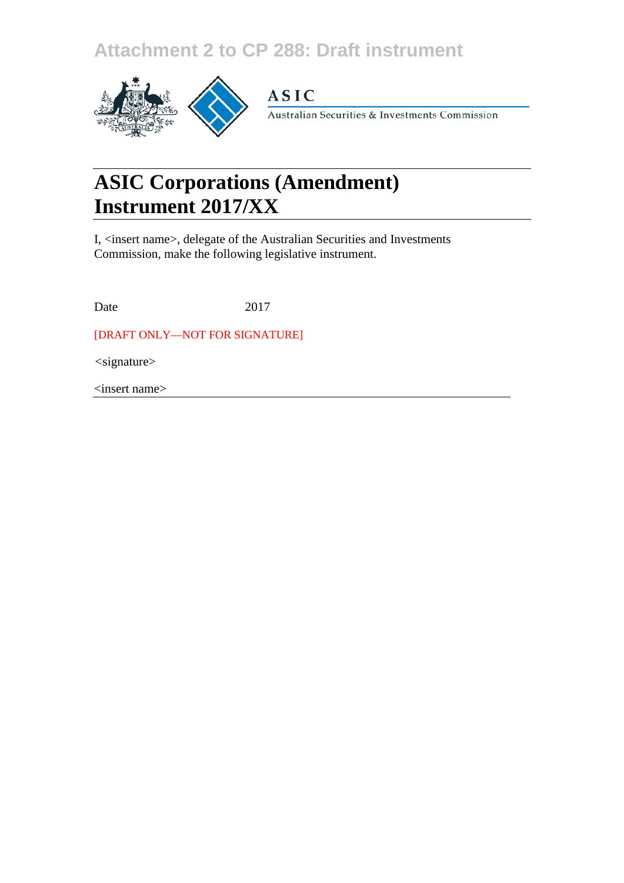Attachment 2 to CP 288: Draft instrument

ASIC

Australian Securities & Investments Commission

# ASIC Corporations (Amendment) Instrument 2017/XX

I, <insert name>, delegate of the Australian Securities and Investments Commission, make the following legislative instrument.

Date 2017

[DRAFT ONLY—NOT FOR SIGNATURE]

<signature>

<insert name>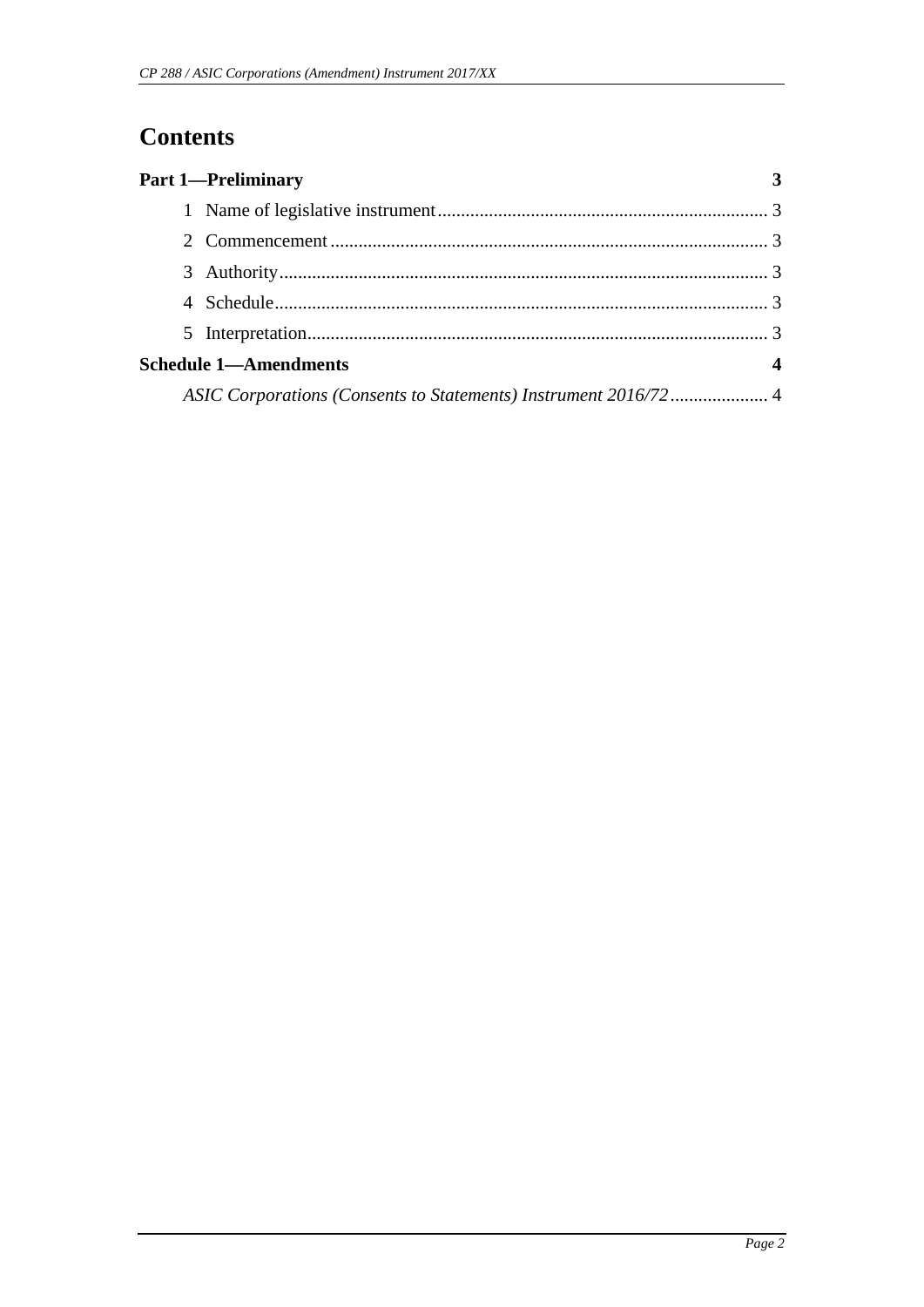# Contents

**Part 1—Preliminary** **3**

1 Name of legislative instrument ........ 3

2 Commencement ........ 3

3 Authority ........ 3

4 Schedule ........ 3

5 Interpretation ........ 3

**Schedule 1—Amendments** **4**

*ASIC Corporations (Consents to Statements) Instrument 2016/72* ........ 4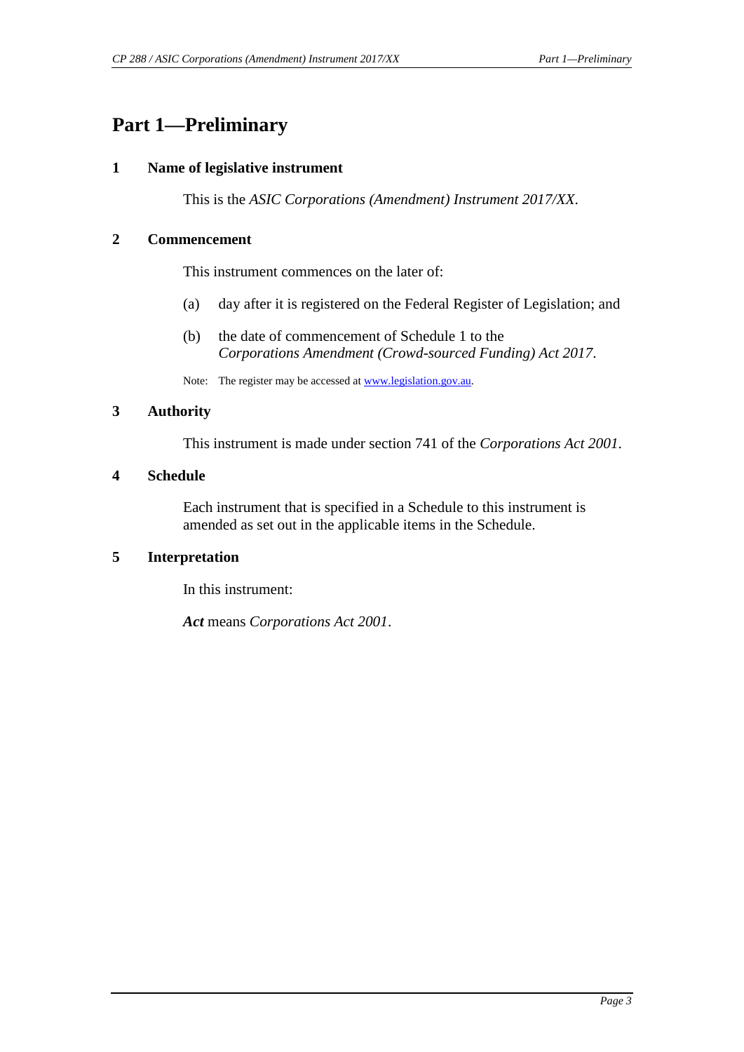# Part 1—Preliminary

## 1 Name of legislative instrument

This is the *ASIC Corporations (Amendment) Instrument 2017/XX*.

## 2 Commencement

This instrument commences on the later of:

(a) day after it is registered on the Federal Register of Legislation; and

(b) the date of commencement of Schedule 1 to the *Corporations Amendment (Crowd-sourced Funding) Act 2017*.

Note: The register may be accessed at www.legislation.gov.au.

## 3 Authority

This instrument is made under section 741 of the *Corporations Act 2001*.

## 4 Schedule

Each instrument that is specified in a Schedule to this instrument is amended as set out in the applicable items in the Schedule.

## 5 Interpretation

In this instrument:

***Act*** means *Corporations Act 2001*.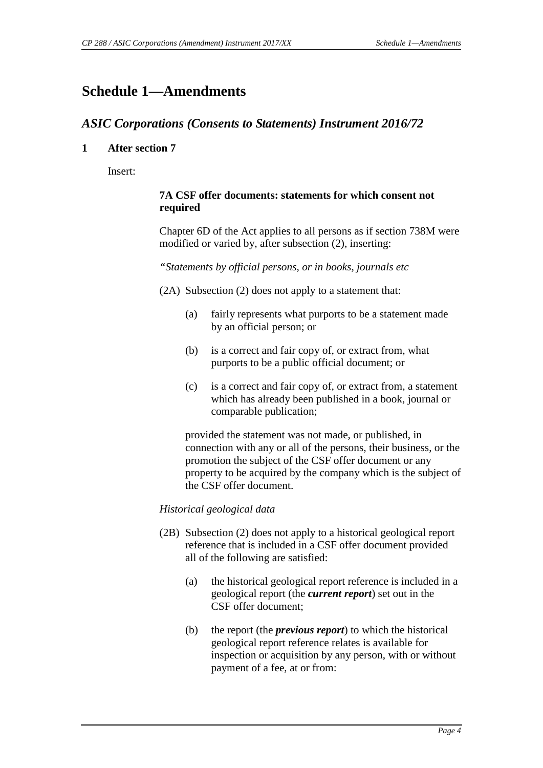# Schedule 1—Amendments

## *ASIC Corporations (Consents to Statements) Instrument 2016/72*

### 1 After section 7

Insert:

**7A CSF offer documents: statements for which consent not required**

Chapter 6D of the Act applies to all persons as if section 738M were modified or varied by, after subsection (2), inserting:

*"Statements by official persons, or in books, journals etc*

(2A) Subsection (2) does not apply to a statement that:

- (a) fairly represents what purports to be a statement made by an official person; or
- (b) is a correct and fair copy of, or extract from, what purports to be a public official document; or
- (c) is a correct and fair copy of, or extract from, a statement which has already been published in a book, journal or comparable publication;

provided the statement was not made, or published, in connection with any or all of the persons, their business, or the promotion the subject of the CSF offer document or any property to be acquired by the company which is the subject of the CSF offer document.

*Historical geological data*

(2B) Subsection (2) does not apply to a historical geological report reference that is included in a CSF offer document provided all of the following are satisfied:

- (a) the historical geological report reference is included in a geological report (the ***current report***) set out in the CSF offer document;
- (b) the report (the ***previous report***) to which the historical geological report reference relates is available for inspection or acquisition by any person, with or without payment of a fee, at or from: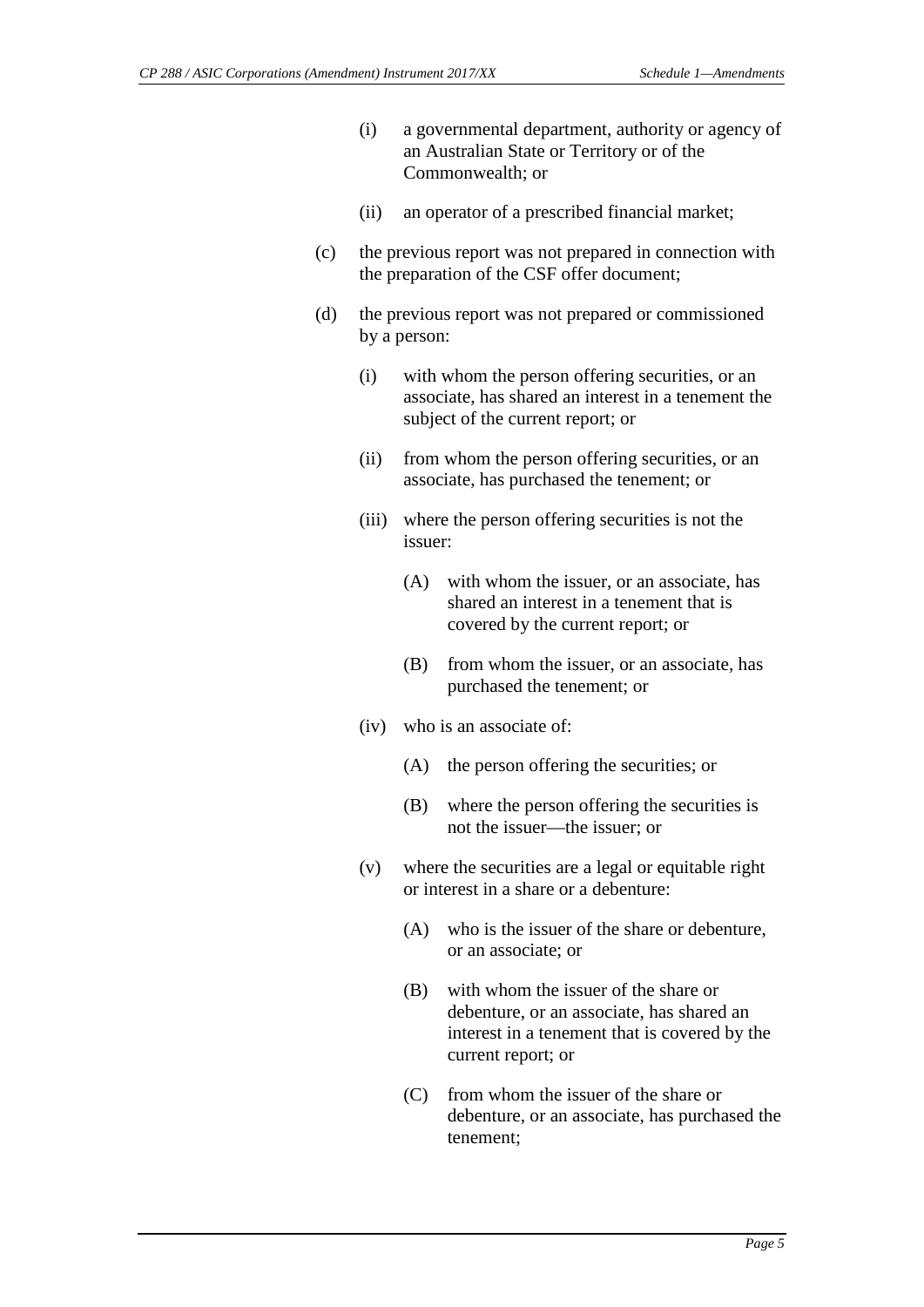(i) a governmental department, authority or agency of an Australian State or Territory or of the Commonwealth; or

(ii) an operator of a prescribed financial market;

(c) the previous report was not prepared in connection with the preparation of the CSF offer document;

(d) the previous report was not prepared or commissioned by a person:

(i) with whom the person offering securities, or an associate, has shared an interest in a tenement the subject of the current report; or

(ii) from whom the person offering securities, or an associate, has purchased the tenement; or

(iii) where the person offering securities is not the issuer:

(A) with whom the issuer, or an associate, has shared an interest in a tenement that is covered by the current report; or

(B) from whom the issuer, or an associate, has purchased the tenement; or

(iv) who is an associate of:

(A) the person offering the securities; or

(B) where the person offering the securities is not the issuer—the issuer; or

(v) where the securities are a legal or equitable right or interest in a share or a debenture:

(A) who is the issuer of the share or debenture, or an associate; or

(B) with whom the issuer of the share or debenture, or an associate, has shared an interest in a tenement that is covered by the current report; or

(C) from whom the issuer of the share or debenture, or an associate, has purchased the tenement;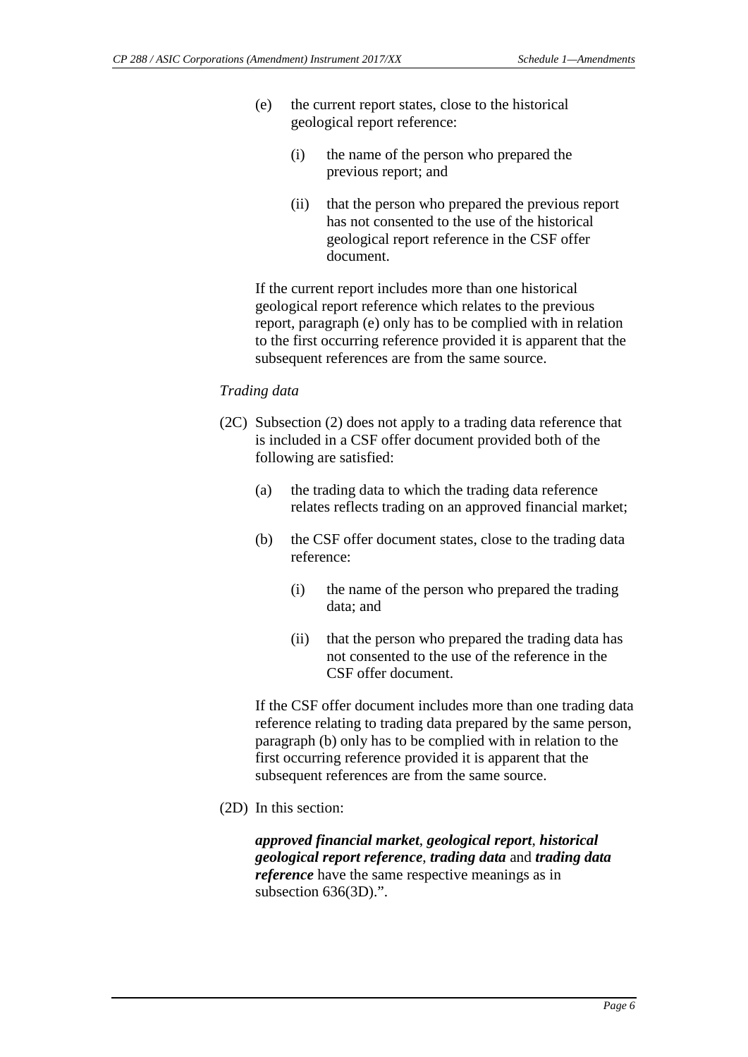(e) the current report states, close to the historical geological report reference:

   (i) the name of the person who prepared the previous report; and

   (ii) that the person who prepared the previous report has not consented to the use of the historical geological report reference in the CSF offer document.

If the current report includes more than one historical geological report reference which relates to the previous report, paragraph (e) only has to be complied with in relation to the first occurring reference provided it is apparent that the subsequent references are from the same source.

*Trading data*

(2C) Subsection (2) does not apply to a trading data reference that is included in a CSF offer document provided both of the following are satisfied:

(a) the trading data to which the trading data reference relates reflects trading on an approved financial market;

(b) the CSF offer document states, close to the trading data reference:

   (i) the name of the person who prepared the trading data; and

   (ii) that the person who prepared the trading data has not consented to the use of the reference in the CSF offer document.

If the CSF offer document includes more than one trading data reference relating to trading data prepared by the same person, paragraph (b) only has to be complied with in relation to the first occurring reference provided it is apparent that the subsequent references are from the same source.

(2D) In this section:

***approved financial market***, ***geological report***, ***historical geological report reference***, ***trading data*** and ***trading data reference*** have the same respective meanings as in subsection 636(3D).".